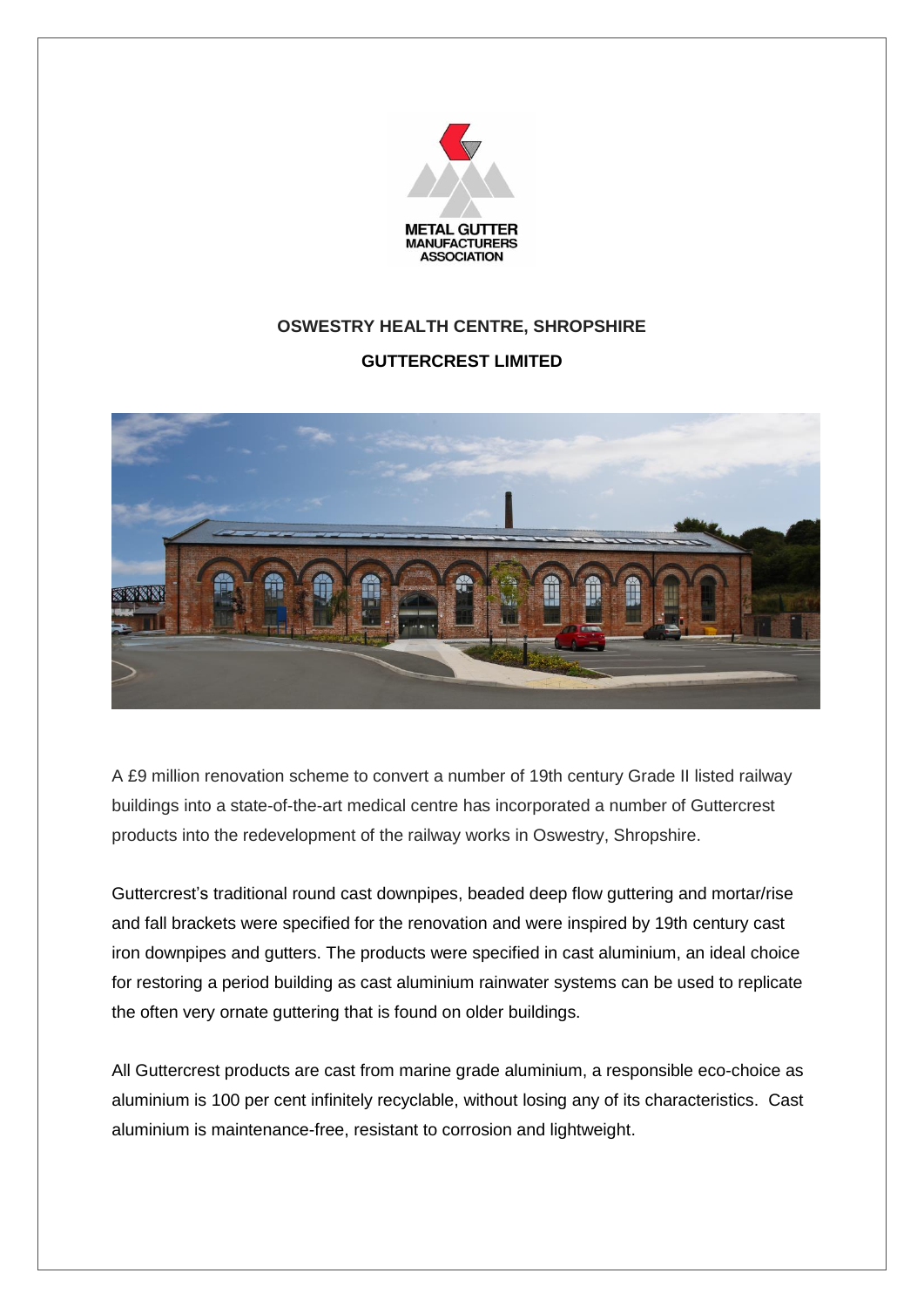METAL GUTTER MANUFACTURERS ASSOCIATION

**OSWESTRY HEALTH CENTRE, SHROPSHIRE**

**GUTTERCREST LIMITED**

A £9 million renovation scheme to convert a number of 19th century Grade II listed railway buildings into a state-of-the-art medical centre has incorporated a number of Guttercrest products into the redevelopment of the railway works in Oswestry, Shropshire.

Guttercrest's traditional round cast downpipes, beaded deep flow guttering and mortar/rise and fall brackets were specified for the renovation and were inspired by 19th century cast iron downpipes and gutters. The products were specified in cast aluminium, an ideal choice for restoring a period building as cast aluminium rainwater systems can be used to replicate the often very ornate guttering that is found on older buildings.

All Guttercrest products are cast from marine grade aluminium, a responsible eco-choice as aluminium is 100 per cent infinitely recyclable, without losing any of its characteristics. Cast aluminium is maintenance-free, resistant to corrosion and lightweight.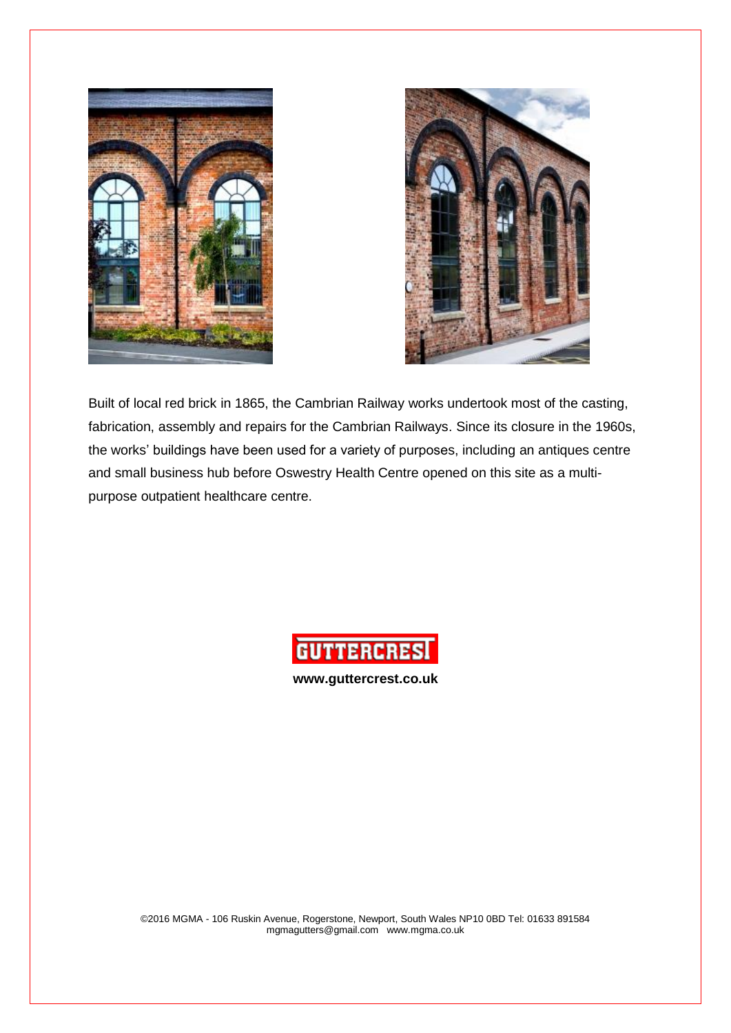Built of local red brick in 1865, the Cambrian Railway works undertook most of the casting, fabrication, assembly and repairs for the Cambrian Railways. Since its closure in the 1960s, the works' buildings have been used for a variety of purposes, including an antiques centre and small business hub before Oswestry Health Centre opened on this site as a multi-purpose outpatient healthcare centre.

GUTTERCREST

**www.guttercrest.co.uk**

©2016 MGMA - 106 Ruskin Avenue, Rogerstone, Newport, South Wales NP10 0BD Tel: 01633 891584
mgmagutters@gmail.com www.mgma.co.uk